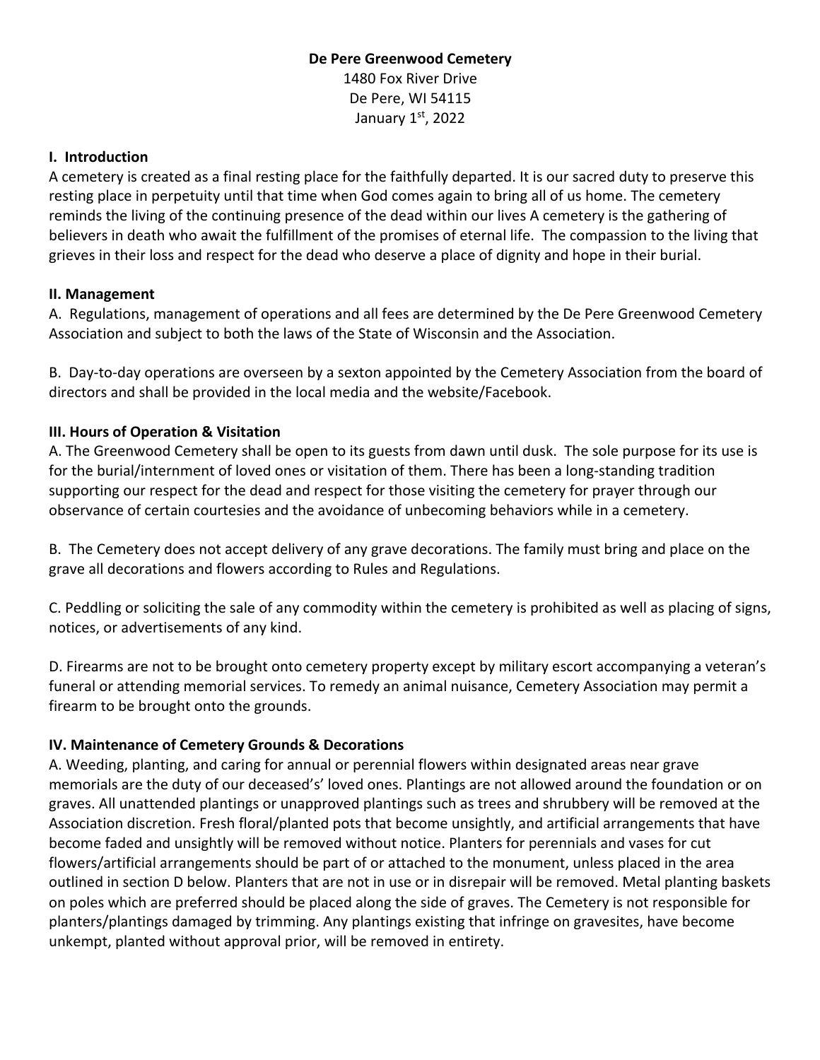**De Pere Greenwood Cemetery**
1480 Fox River Drive
De Pere, WI 54115
January 1st, 2022

## I. Introduction

A cemetery is created as a final resting place for the faithfully departed. It is our sacred duty to preserve this resting place in perpetuity until that time when God comes again to bring all of us home. The cemetery reminds the living of the continuing presence of the dead within our lives A cemetery is the gathering of believers in death who await the fulfillment of the promises of eternal life. The compassion to the living that grieves in their loss and respect for the dead who deserve a place of dignity and hope in their burial.

## II. Management

A. Regulations, management of operations and all fees are determined by the De Pere Greenwood Cemetery Association and subject to both the laws of the State of Wisconsin and the Association.

B. Day-to-day operations are overseen by a sexton appointed by the Cemetery Association from the board of directors and shall be provided in the local media and the website/Facebook.

## III. Hours of Operation & Visitation

A. The Greenwood Cemetery shall be open to its guests from dawn until dusk. The sole purpose for its use is for the burial/internment of loved ones or visitation of them. There has been a long-standing tradition supporting our respect for the dead and respect for those visiting the cemetery for prayer through our observance of certain courtesies and the avoidance of unbecoming behaviors while in a cemetery.

B. The Cemetery does not accept delivery of any grave decorations. The family must bring and place on the grave all decorations and flowers according to Rules and Regulations.

C. Peddling or soliciting the sale of any commodity within the cemetery is prohibited as well as placing of signs, notices, or advertisements of any kind.

D. Firearms are not to be brought onto cemetery property except by military escort accompanying a veteran's funeral or attending memorial services. To remedy an animal nuisance, Cemetery Association may permit a firearm to be brought onto the grounds.

## IV. Maintenance of Cemetery Grounds & Decorations

A. Weeding, planting, and caring for annual or perennial flowers within designated areas near grave memorials are the duty of our deceased's' loved ones. Plantings are not allowed around the foundation or on graves. All unattended plantings or unapproved plantings such as trees and shrubbery will be removed at the Association discretion. Fresh floral/planted pots that become unsightly, and artificial arrangements that have become faded and unsightly will be removed without notice. Planters for perennials and vases for cut flowers/artificial arrangements should be part of or attached to the monument, unless placed in the area outlined in section D below. Planters that are not in use or in disrepair will be removed. Metal planting baskets on poles which are preferred should be placed along the side of graves. The Cemetery is not responsible for planters/plantings damaged by trimming. Any plantings existing that infringe on gravesites, have become unkempt, planted without approval prior, will be removed in entirety.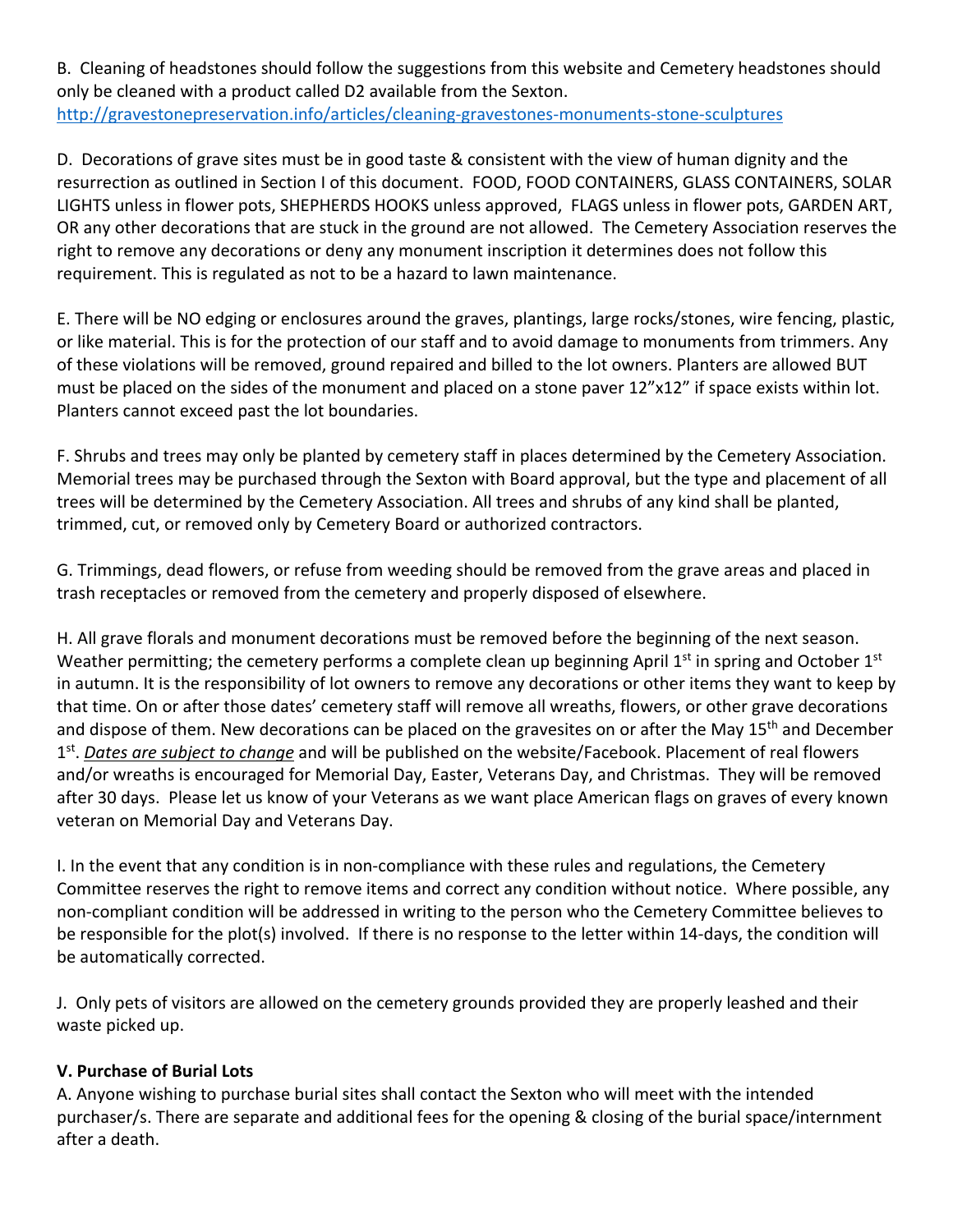B. Cleaning of headstones should follow the suggestions from this website and Cemetery headstones should only be cleaned with a product called D2 available from the Sexton. http://gravestonepreservation.info/articles/cleaning-gravestones-monuments-stone-sculptures

D. Decorations of grave sites must be in good taste & consistent with the view of human dignity and the resurrection as outlined in Section I of this document. FOOD, FOOD CONTAINERS, GLASS CONTAINERS, SOLAR LIGHTS unless in flower pots, SHEPHERDS HOOKS unless approved, FLAGS unless in flower pots, GARDEN ART, OR any other decorations that are stuck in the ground are not allowed. The Cemetery Association reserves the right to remove any decorations or deny any monument inscription it determines does not follow this requirement. This is regulated as not to be a hazard to lawn maintenance.

E. There will be NO edging or enclosures around the graves, plantings, large rocks/stones, wire fencing, plastic, or like material. This is for the protection of our staff and to avoid damage to monuments from trimmers. Any of these violations will be removed, ground repaired and billed to the lot owners. Planters are allowed BUT must be placed on the sides of the monument and placed on a stone paver 12"x12" if space exists within lot. Planters cannot exceed past the lot boundaries.

F. Shrubs and trees may only be planted by cemetery staff in places determined by the Cemetery Association. Memorial trees may be purchased through the Sexton with Board approval, but the type and placement of all trees will be determined by the Cemetery Association. All trees and shrubs of any kind shall be planted, trimmed, cut, or removed only by Cemetery Board or authorized contractors.

G. Trimmings, dead flowers, or refuse from weeding should be removed from the grave areas and placed in trash receptacles or removed from the cemetery and properly disposed of elsewhere.

H. All grave florals and monument decorations must be removed before the beginning of the next season. Weather permitting; the cemetery performs a complete clean up beginning April 1st in spring and October 1st in autumn. It is the responsibility of lot owners to remove any decorations or other items they want to keep by that time. On or after those dates' cemetery staff will remove all wreaths, flowers, or other grave decorations and dispose of them. New decorations can be placed on the gravesites on or after the May 15th and December 1st. *Dates are subject to change* and will be published on the website/Facebook. Placement of real flowers and/or wreaths is encouraged for Memorial Day, Easter, Veterans Day, and Christmas. They will be removed after 30 days. Please let us know of your Veterans as we want place American flags on graves of every known veteran on Memorial Day and Veterans Day.

I. In the event that any condition is in non-compliance with these rules and regulations, the Cemetery Committee reserves the right to remove items and correct any condition without notice. Where possible, any non-compliant condition will be addressed in writing to the person who the Cemetery Committee believes to be responsible for the plot(s) involved. If there is no response to the letter within 14-days, the condition will be automatically corrected.

J. Only pets of visitors are allowed on the cemetery grounds provided they are properly leashed and their waste picked up.

**V. Purchase of Burial Lots**

A. Anyone wishing to purchase burial sites shall contact the Sexton who will meet with the intended purchaser/s. There are separate and additional fees for the opening & closing of the burial space/internment after a death.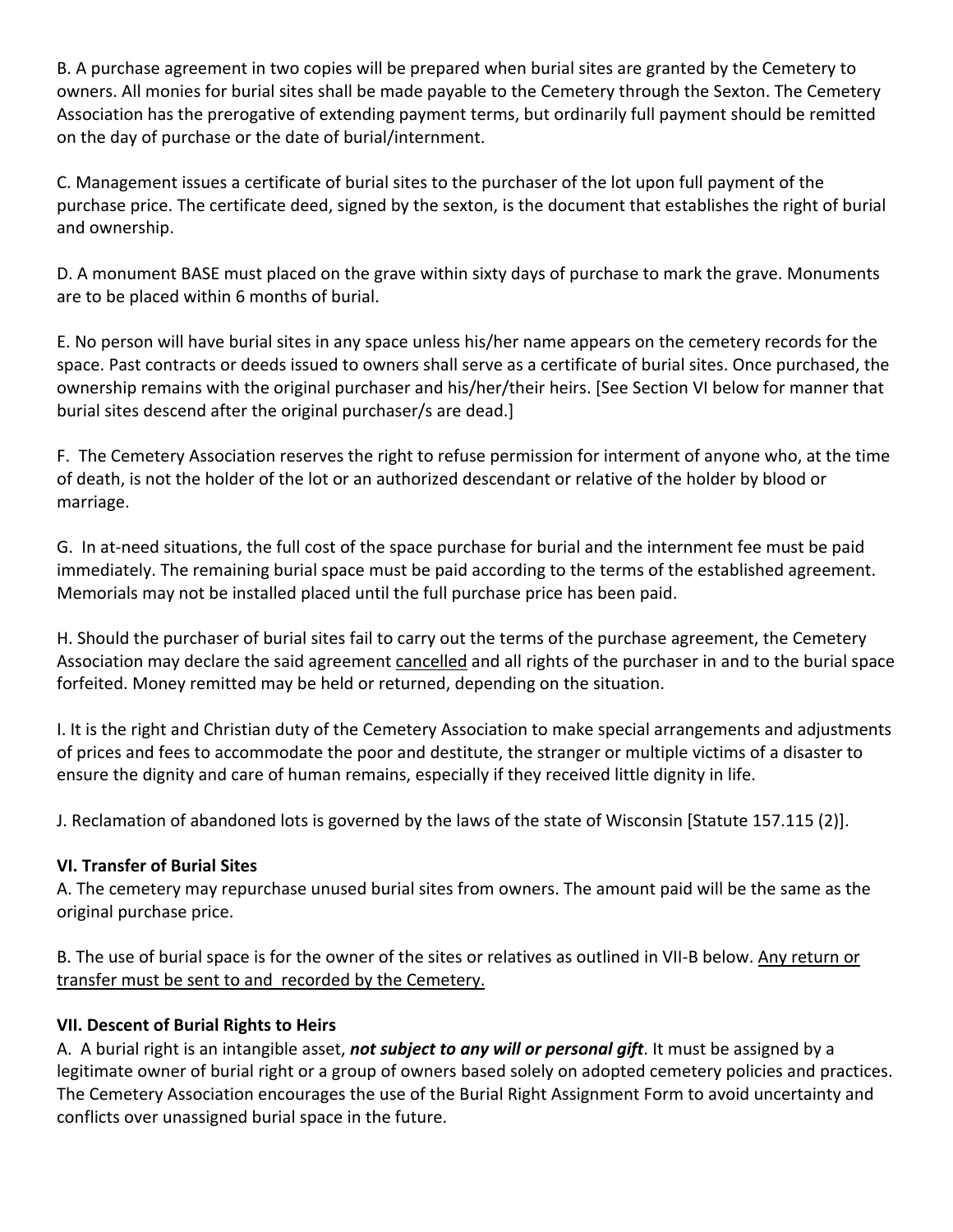B. A purchase agreement in two copies will be prepared when burial sites are granted by the Cemetery to owners. All monies for burial sites shall be made payable to the Cemetery through the Sexton. The Cemetery Association has the prerogative of extending payment terms, but ordinarily full payment should be remitted on the day of purchase or the date of burial/internment.

C. Management issues a certificate of burial sites to the purchaser of the lot upon full payment of the purchase price. The certificate deed, signed by the sexton, is the document that establishes the right of burial and ownership.

D. A monument BASE must placed on the grave within sixty days of purchase to mark the grave. Monuments are to be placed within 6 months of burial.

E. No person will have burial sites in any space unless his/her name appears on the cemetery records for the space. Past contracts or deeds issued to owners shall serve as a certificate of burial sites. Once purchased, the ownership remains with the original purchaser and his/her/their heirs. [See Section VI below for manner that burial sites descend after the original purchaser/s are dead.]

F. The Cemetery Association reserves the right to refuse permission for interment of anyone who, at the time of death, is not the holder of the lot or an authorized descendant or relative of the holder by blood or marriage.

G. In at-need situations, the full cost of the space purchase for burial and the internment fee must be paid immediately. The remaining burial space must be paid according to the terms of the established agreement. Memorials may not be installed placed until the full purchase price has been paid.

H. Should the purchaser of burial sites fail to carry out the terms of the purchase agreement, the Cemetery Association may declare the said agreement <u>cancelled</u> and all rights of the purchaser in and to the burial space forfeited. Money remitted may be held or returned, depending on the situation.

I. It is the right and Christian duty of the Cemetery Association to make special arrangements and adjustments of prices and fees to accommodate the poor and destitute, the stranger or multiple victims of a disaster to ensure the dignity and care of human remains, especially if they received little dignity in life.

J. Reclamation of abandoned lots is governed by the laws of the state of Wisconsin [Statute 157.115 (2)].

### VI. Transfer of Burial Sites

A. The cemetery may repurchase unused burial sites from owners. The amount paid will be the same as the original purchase price.

B. The use of burial space is for the owner of the sites or relatives as outlined in VII-B below. <u>Any return or transfer must be sent to and recorded by the Cemetery.</u>

### VII. Descent of Burial Rights to Heirs

A. A burial right is an intangible asset, ***not subject to any will or personal gift***. It must be assigned by a legitimate owner of burial right or a group of owners based solely on adopted cemetery policies and practices. The Cemetery Association encourages the use of the Burial Right Assignment Form to avoid uncertainty and conflicts over unassigned burial space in the future.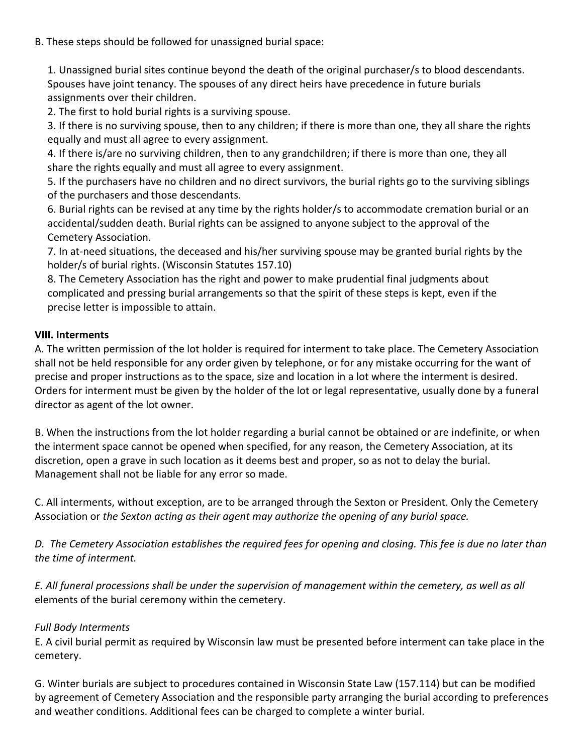B. These steps should be followed for unassigned burial space:

1. Unassigned burial sites continue beyond the death of the original purchaser/s to blood descendants. Spouses have joint tenancy. The spouses of any direct heirs have precedence in future burials assignments over their children.
2. The first to hold burial rights is a surviving spouse.
3. If there is no surviving spouse, then to any children; if there is more than one, they all share the rights equally and must all agree to every assignment.
4. If there is/are no surviving children, then to any grandchildren; if there is more than one, they all share the rights equally and must all agree to every assignment.
5. If the purchasers have no children and no direct survivors, the burial rights go to the surviving siblings of the purchasers and those descendants.
6. Burial rights can be revised at any time by the rights holder/s to accommodate cremation burial or an accidental/sudden death. Burial rights can be assigned to anyone subject to the approval of the Cemetery Association.
7. In at-need situations, the deceased and his/her surviving spouse may be granted burial rights by the holder/s of burial rights. (Wisconsin Statutes 157.10)
8. The Cemetery Association has the right and power to make prudential final judgments about complicated and pressing burial arrangements so that the spirit of these steps is kept, even if the precise letter is impossible to attain.

**VIII. Interments**

A. The written permission of the lot holder is required for interment to take place. The Cemetery Association shall not be held responsible for any order given by telephone, or for any mistake occurring for the want of precise and proper instructions as to the space, size and location in a lot where the interment is desired. Orders for interment must be given by the holder of the lot or legal representative, usually done by a funeral director as agent of the lot owner.

B. When the instructions from the lot holder regarding a burial cannot be obtained or are indefinite, or when the interment space cannot be opened when specified, for any reason, the Cemetery Association, at its discretion, open a grave in such location as it deems best and proper, so as not to delay the burial. Management shall not be liable for any error so made.

C. All interments, without exception, are to be arranged through the Sexton or President. Only the Cemetery Association or *the Sexton acting as their agent may authorize the opening of any burial space.*

*D. The Cemetery Association establishes the required fees for opening and closing. This fee is due no later than the time of interment.*

*E. All funeral processions shall be under the supervision of management within the cemetery, as well as all* elements of the burial ceremony within the cemetery.

*Full Body Interments*

E. A civil burial permit as required by Wisconsin law must be presented before interment can take place in the cemetery.

G. Winter burials are subject to procedures contained in Wisconsin State Law (157.114) but can be modified by agreement of Cemetery Association and the responsible party arranging the burial according to preferences and weather conditions. Additional fees can be charged to complete a winter burial.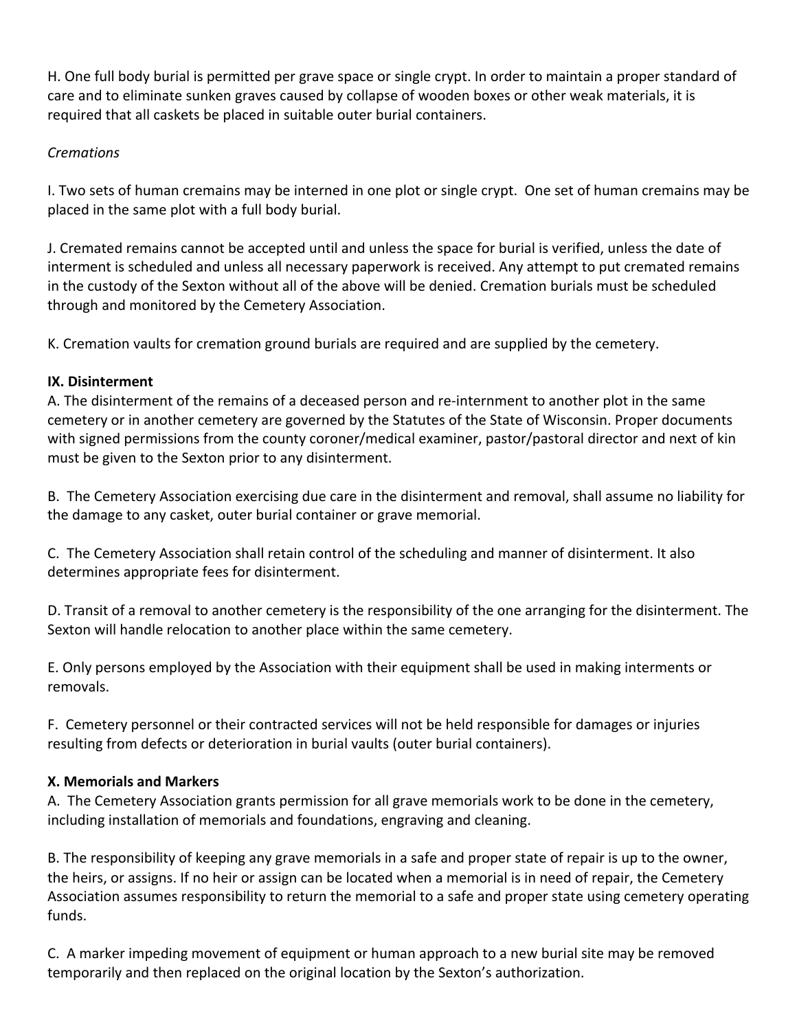H. One full body burial is permitted per grave space or single crypt. In order to maintain a proper standard of care and to eliminate sunken graves caused by collapse of wooden boxes or other weak materials, it is required that all caskets be placed in suitable outer burial containers.

*Cremations*

I. Two sets of human cremains may be interned in one plot or single crypt. One set of human cremains may be placed in the same plot with a full body burial.

J. Cremated remains cannot be accepted until and unless the space for burial is verified, unless the date of interment is scheduled and unless all necessary paperwork is received. Any attempt to put cremated remains in the custody of the Sexton without all of the above will be denied. Cremation burials must be scheduled through and monitored by the Cemetery Association.

K. Cremation vaults for cremation ground burials are required and are supplied by the cemetery.

**IX. Disinterment**

A. The disinterment of the remains of a deceased person and re-internment to another plot in the same cemetery or in another cemetery are governed by the Statutes of the State of Wisconsin. Proper documents with signed permissions from the county coroner/medical examiner, pastor/pastoral director and next of kin must be given to the Sexton prior to any disinterment.

B. The Cemetery Association exercising due care in the disinterment and removal, shall assume no liability for the damage to any casket, outer burial container or grave memorial.

C. The Cemetery Association shall retain control of the scheduling and manner of disinterment. It also determines appropriate fees for disinterment.

D. Transit of a removal to another cemetery is the responsibility of the one arranging for the disinterment. The Sexton will handle relocation to another place within the same cemetery.

E. Only persons employed by the Association with their equipment shall be used in making interments or removals.

F. Cemetery personnel or their contracted services will not be held responsible for damages or injuries resulting from defects or deterioration in burial vaults (outer burial containers).

**X. Memorials and Markers**

A. The Cemetery Association grants permission for all grave memorials work to be done in the cemetery, including installation of memorials and foundations, engraving and cleaning.

B. The responsibility of keeping any grave memorials in a safe and proper state of repair is up to the owner, the heirs, or assigns. If no heir or assign can be located when a memorial is in need of repair, the Cemetery Association assumes responsibility to return the memorial to a safe and proper state using cemetery operating funds.

C. A marker impeding movement of equipment or human approach to a new burial site may be removed temporarily and then replaced on the original location by the Sexton's authorization.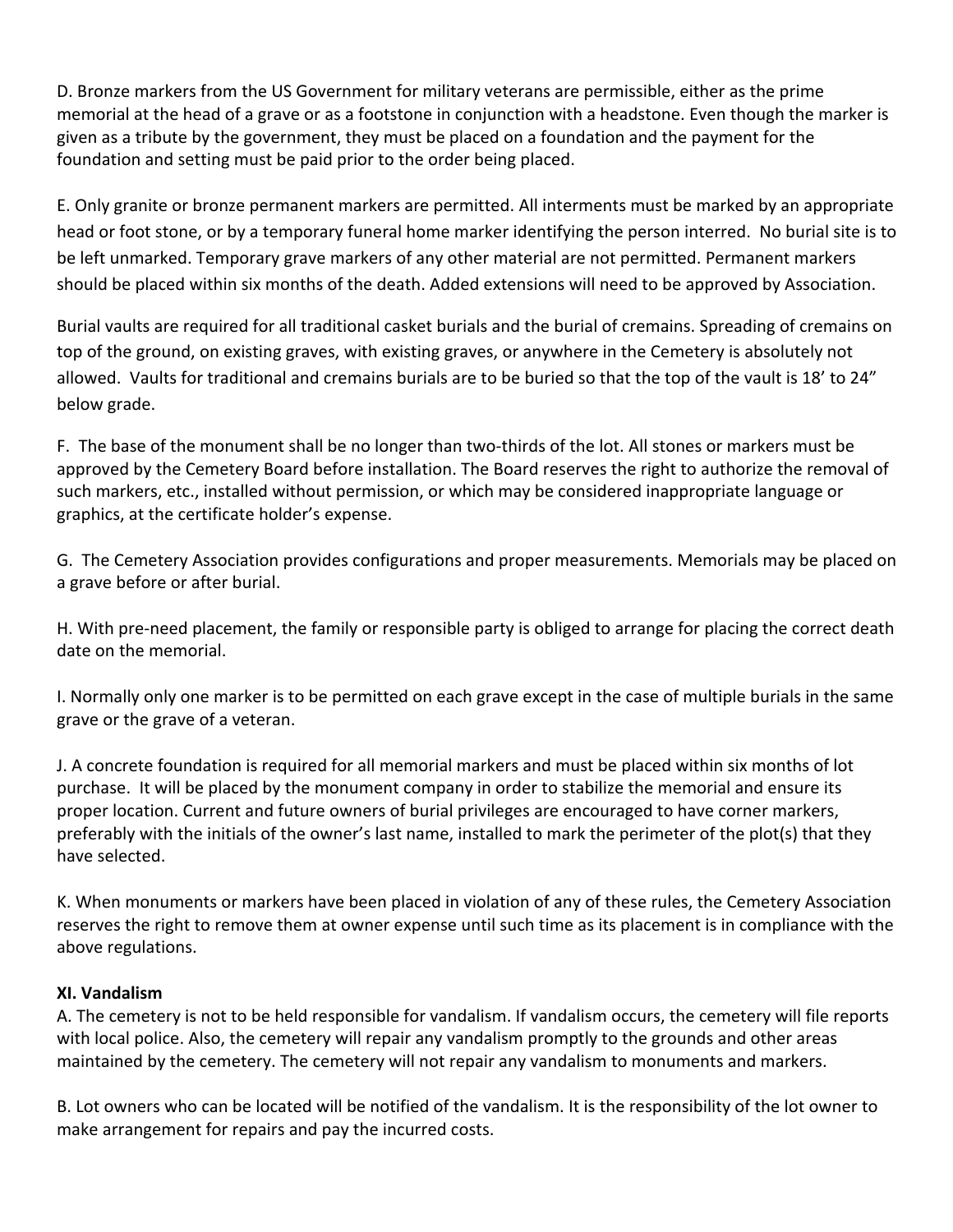D. Bronze markers from the US Government for military veterans are permissible, either as the prime memorial at the head of a grave or as a footstone in conjunction with a headstone. Even though the marker is given as a tribute by the government, they must be placed on a foundation and the payment for the foundation and setting must be paid prior to the order being placed.

E. Only granite or bronze permanent markers are permitted. All interments must be marked by an appropriate head or foot stone, or by a temporary funeral home marker identifying the person interred. No burial site is to be left unmarked. Temporary grave markers of any other material are not permitted. Permanent markers should be placed within six months of the death. Added extensions will need to be approved by Association.

Burial vaults are required for all traditional casket burials and the burial of cremains. Spreading of cremains on top of the ground, on existing graves, with existing graves, or anywhere in the Cemetery is absolutely not allowed. Vaults for traditional and cremains burials are to be buried so that the top of the vault is 18' to 24" below grade.

F. The base of the monument shall be no longer than two-thirds of the lot. All stones or markers must be approved by the Cemetery Board before installation. The Board reserves the right to authorize the removal of such markers, etc., installed without permission, or which may be considered inappropriate language or graphics, at the certificate holder's expense.

G. The Cemetery Association provides configurations and proper measurements. Memorials may be placed on a grave before or after burial.

H. With pre-need placement, the family or responsible party is obliged to arrange for placing the correct death date on the memorial.

I. Normally only one marker is to be permitted on each grave except in the case of multiple burials in the same grave or the grave of a veteran.

J. A concrete foundation is required for all memorial markers and must be placed within six months of lot purchase. It will be placed by the monument company in order to stabilize the memorial and ensure its proper location. Current and future owners of burial privileges are encouraged to have corner markers, preferably with the initials of the owner's last name, installed to mark the perimeter of the plot(s) that they have selected.

K. When monuments or markers have been placed in violation of any of these rules, the Cemetery Association reserves the right to remove them at owner expense until such time as its placement is in compliance with the above regulations.

### XI. Vandalism

A. The cemetery is not to be held responsible for vandalism. If vandalism occurs, the cemetery will file reports with local police. Also, the cemetery will repair any vandalism promptly to the grounds and other areas maintained by the cemetery. The cemetery will not repair any vandalism to monuments and markers.

B. Lot owners who can be located will be notified of the vandalism. It is the responsibility of the lot owner to make arrangement for repairs and pay the incurred costs.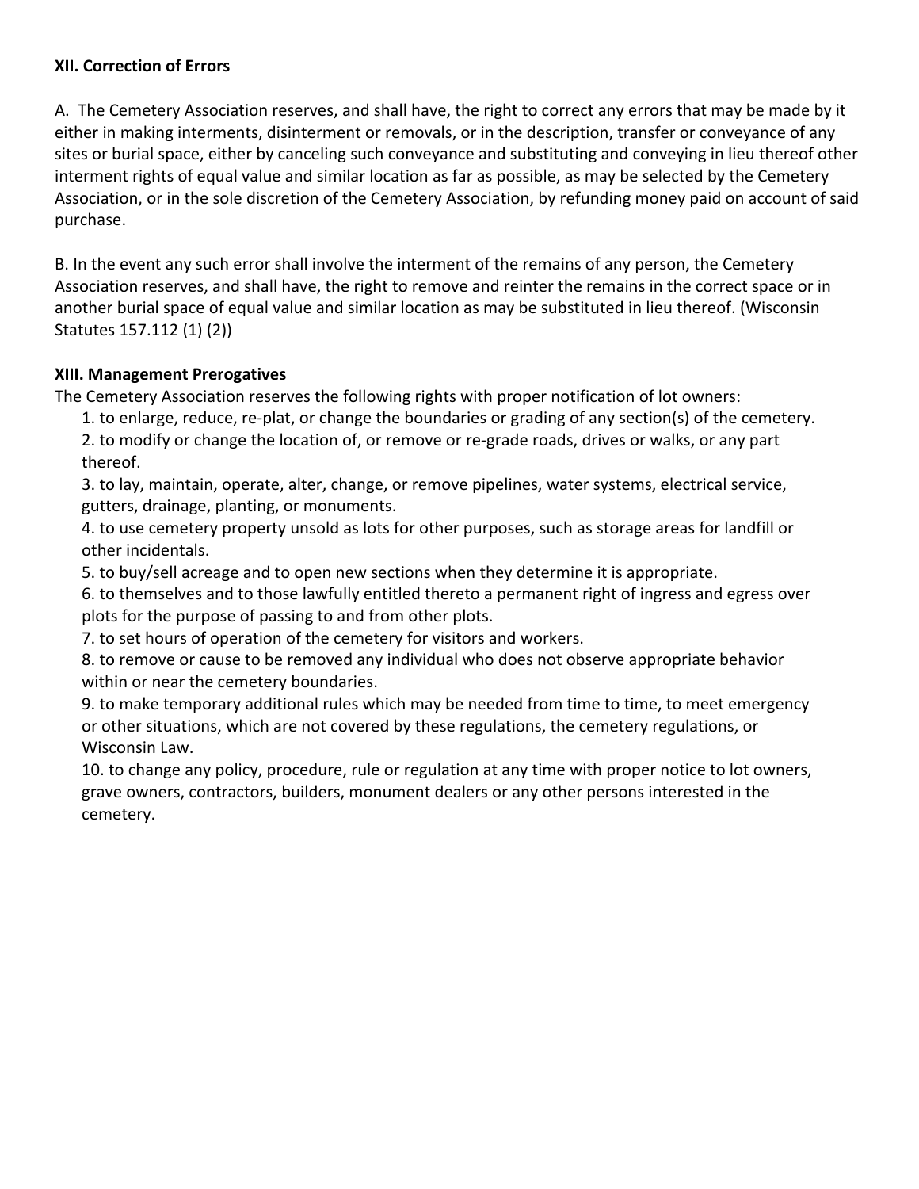**XII. Correction of Errors**

A. The Cemetery Association reserves, and shall have, the right to correct any errors that may be made by it either in making interments, disinterment or removals, or in the description, transfer or conveyance of any sites or burial space, either by canceling such conveyance and substituting and conveying in lieu thereof other interment rights of equal value and similar location as far as possible, as may be selected by the Cemetery Association, or in the sole discretion of the Cemetery Association, by refunding money paid on account of said purchase.

B. In the event any such error shall involve the interment of the remains of any person, the Cemetery Association reserves, and shall have, the right to remove and reinter the remains in the correct space or in another burial space of equal value and similar location as may be substituted in lieu thereof. (Wisconsin Statutes 157.112 (1) (2))

**XIII. Management Prerogatives**

The Cemetery Association reserves the following rights with proper notification of lot owners:

1. to enlarge, reduce, re-plat, or change the boundaries or grading of any section(s) of the cemetery.
2. to modify or change the location of, or remove or re-grade roads, drives or walks, or any part thereof.
3. to lay, maintain, operate, alter, change, or remove pipelines, water systems, electrical service, gutters, drainage, planting, or monuments.
4. to use cemetery property unsold as lots for other purposes, such as storage areas for landfill or other incidentals.
5. to buy/sell acreage and to open new sections when they determine it is appropriate.
6. to themselves and to those lawfully entitled thereto a permanent right of ingress and egress over plots for the purpose of passing to and from other plots.
7. to set hours of operation of the cemetery for visitors and workers.
8. to remove or cause to be removed any individual who does not observe appropriate behavior within or near the cemetery boundaries.
9. to make temporary additional rules which may be needed from time to time, to meet emergency or other situations, which are not covered by these regulations, the cemetery regulations, or Wisconsin Law.
10. to change any policy, procedure, rule or regulation at any time with proper notice to lot owners, grave owners, contractors, builders, monument dealers or any other persons interested in the cemetery.